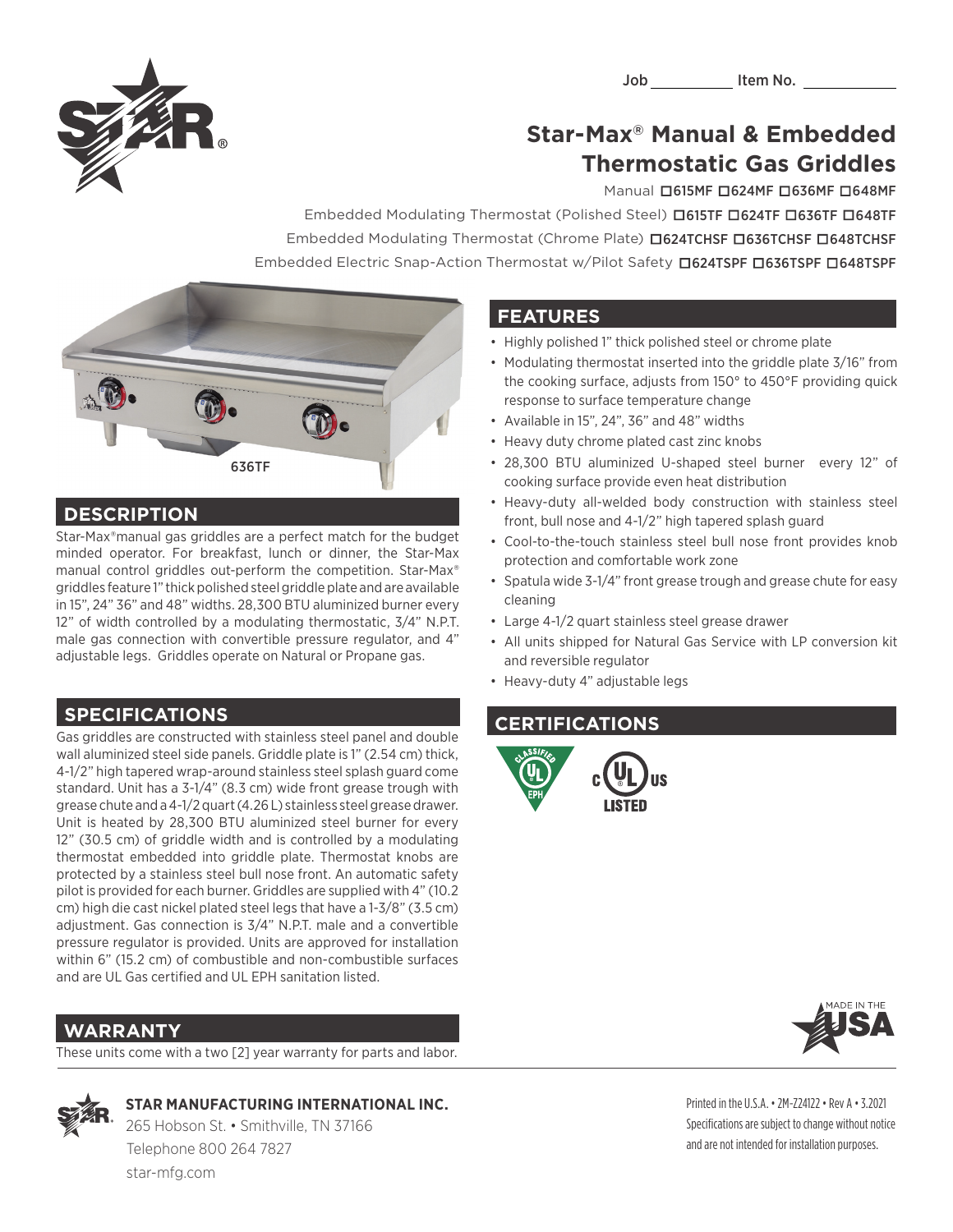Job ____________ Item No. ____________

# Star-Max® Manual & Embedded Thermostatic Gas Griddles

Manual ☐615MF ☐624MF ☐636MF ☐648MF

Embedded Modulating Thermostat (Polished Steel) ☐615TF ☐624TF ☐636TF ☐648TF

Embedded Modulating Thermostat (Chrome Plate) ☐624TCHSF ☐636TCHSF ☐648TCHSF

Embedded Electric Snap-Action Thermostat w/Pilot Safety ☐624TSPF ☐636TSPF ☐648TSPF

636TF

## DESCRIPTION

Star-Max® manual gas griddles are a perfect match for the budget minded operator. For breakfast, lunch or dinner, the Star-Max manual control griddles out-perform the competition. Star-Max® griddles feature 1" thick polished steel griddle plate and are available in 15", 24" 36" and 48" widths. 28,300 BTU aluminized burner every 12" of width controlled by a modulating thermostatic, 3/4" N.P.T. male gas connection with convertible pressure regulator, and 4" adjustable legs. Griddles operate on Natural or Propane gas.

## SPECIFICATIONS

Gas griddles are constructed with stainless steel panel and double wall aluminized steel side panels. Griddle plate is 1" (2.54 cm) thick, 4-1/2" high tapered wrap-around stainless steel splash guard come standard. Unit has a 3-1/4" (8.3 cm) wide front grease trough with grease chute and a 4-1/2 quart (4.26 L) stainless steel grease drawer. Unit is heated by 28,300 BTU aluminized steel burner for every 12" (30.5 cm) of griddle width and is controlled by a modulating thermostat embedded into griddle plate. Thermostat knobs are protected by a stainless steel bull nose front. An automatic safety pilot is provided for each burner. Griddles are supplied with 4" (10.2 cm) high die cast nickel plated steel legs that have a 1-3/8" (3.5 cm) adjustment. Gas connection is 3/4" N.P.T. male and a convertible pressure regulator is provided. Units are approved for installation within 6" (15.2 cm) of combustible and non-combustible surfaces and are UL Gas certified and UL EPH sanitation listed.

## WARRANTY

These units come with a two [2] year warranty for parts and labor.

## FEATURES

- Highly polished 1" thick polished steel or chrome plate
- Modulating thermostat inserted into the griddle plate 3/16" from the cooking surface, adjusts from 150° to 450°F providing quick response to surface temperature change
- Available in 15", 24", 36" and 48" widths
- Heavy duty chrome plated cast zinc knobs
- 28,300 BTU aluminized U-shaped steel burner every 12" of cooking surface provide even heat distribution
- Heavy-duty all-welded body construction with stainless steel front, bull nose and 4-1/2" high tapered splash guard
- Cool-to-the-touch stainless steel bull nose front provides knob protection and comfortable work zone
- Spatula wide 3-1/4" front grease trough and grease chute for easy cleaning
- Large 4-1/2 quart stainless steel grease drawer
- All units shipped for Natural Gas Service with LP conversion kit and reversible regulator
- Heavy-duty 4" adjustable legs

## CERTIFICATIONS

CLASSIFIED UL EPH

c UL US LISTED

MADE IN THE USA

**STAR MANUFACTURING INTERNATIONAL INC.**
265 Hobson St. • Smithville, TN 37166
Telephone 800 264 7827
star-mfg.com

Printed in the U.S.A. • 2M-Z24122 • Rev A • 3.2021
Specifications are subject to change without notice and are not intended for installation purposes.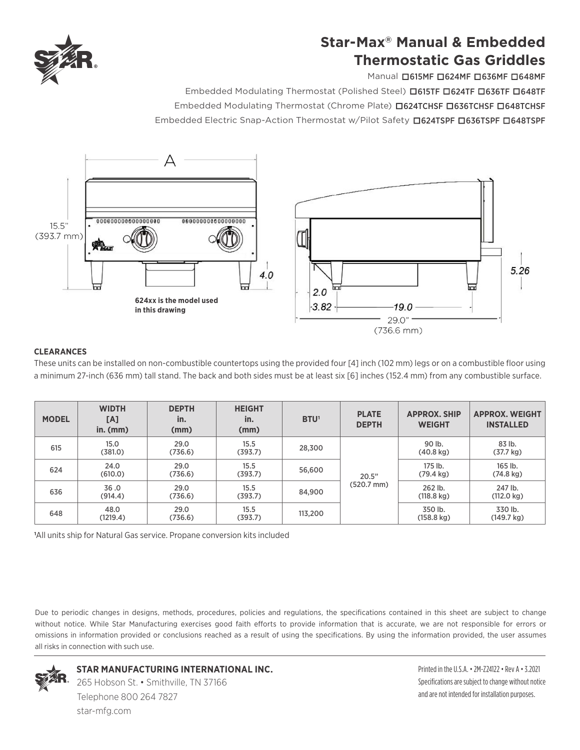# Star-Max® Manual & Embedded Thermostatic Gas Griddles

Manual ☐615MF ☐624MF ☐636MF ☐648MF

Embedded Modulating Thermostat (Polished Steel) ☐615TF ☐624TF ☐636TF ☐648TF

Embedded Modulating Thermostat (Chrome Plate) ☐624TCHSF ☐636TCHSF ☐648TCHSF

Embedded Electric Snap-Action Thermostat w/Pilot Safety ☐624TSPF ☐636TSPF ☐648TSPF

A

15.5"
(393.7 mm)

4.0

**624xx is the model used in this drawing**

5.26

2.0

3.82

19.0

29.0"
(736.6 mm)

**CLEARANCES**

These units can be installed on non-combustible countertops using the provided four [4] inch (102 mm) legs or on a combustible floor using a minimum 27-inch (636 mm) tall stand. The back and both sides must be at least six [6] inches (152.4 mm) from any combustible surface.

| MODEL | WIDTH [A] in. (mm) | DEPTH in. (mm) | HEIGHT in. (mm) | BTU[1] | PLATE DEPTH | APPROX. SHIP WEIGHT | APPROX. WEIGHT INSTALLED |
|---|---|---|---|---|---|---|---|
| 615 | 15.0 (381.0) | 29.0 (736.6) | 15.5 (393.7) | 28,300 | 20.5" (520.7 mm) | 90 lb. (40.8 kg) | 83 lb. (37.7 kg) |
| 624 | 24.0 (610.0) | 29.0 (736.6) | 15.5 (393.7) | 56,600 | | 175 lb. (79.4 kg) | 165 lb. (74.8 kg) |
| 636 | 36 .0 (914.4) | 29.0 (736.6) | 15.5 (393.7) | 84,900 | | 262 lb. (118.8 kg) | 247 lb. (112.0 kg) |
| 648 | 48.0 (1219.4) | 29.0 (736.6) | 15.5 (393.7) | 113,200 | | 350 lb. (158.8 kg) | 330 lb. (149.7 kg) |

[1]All units ship for Natural Gas service. Propane conversion kits included

Due to periodic changes in designs, methods, procedures, policies and regulations, the specifications contained in this sheet are subject to change without notice. While Star Manufacturing exercises good faith efforts to provide information that is accurate, we are not responsible for errors or omissions in information provided or conclusions reached as a result of using the specifications. By using the information provided, the user assumes all risks in connection with such use.

**STAR MANUFACTURING INTERNATIONAL INC.**

265 Hobson St. • Smithville, TN 37166

Telephone 800 264 7827

star-mfg.com

Printed in the U.S.A. • 2M-Z24122 • Rev A • 3.2021

Specifications are subject to change without notice and are not intended for installation purposes.